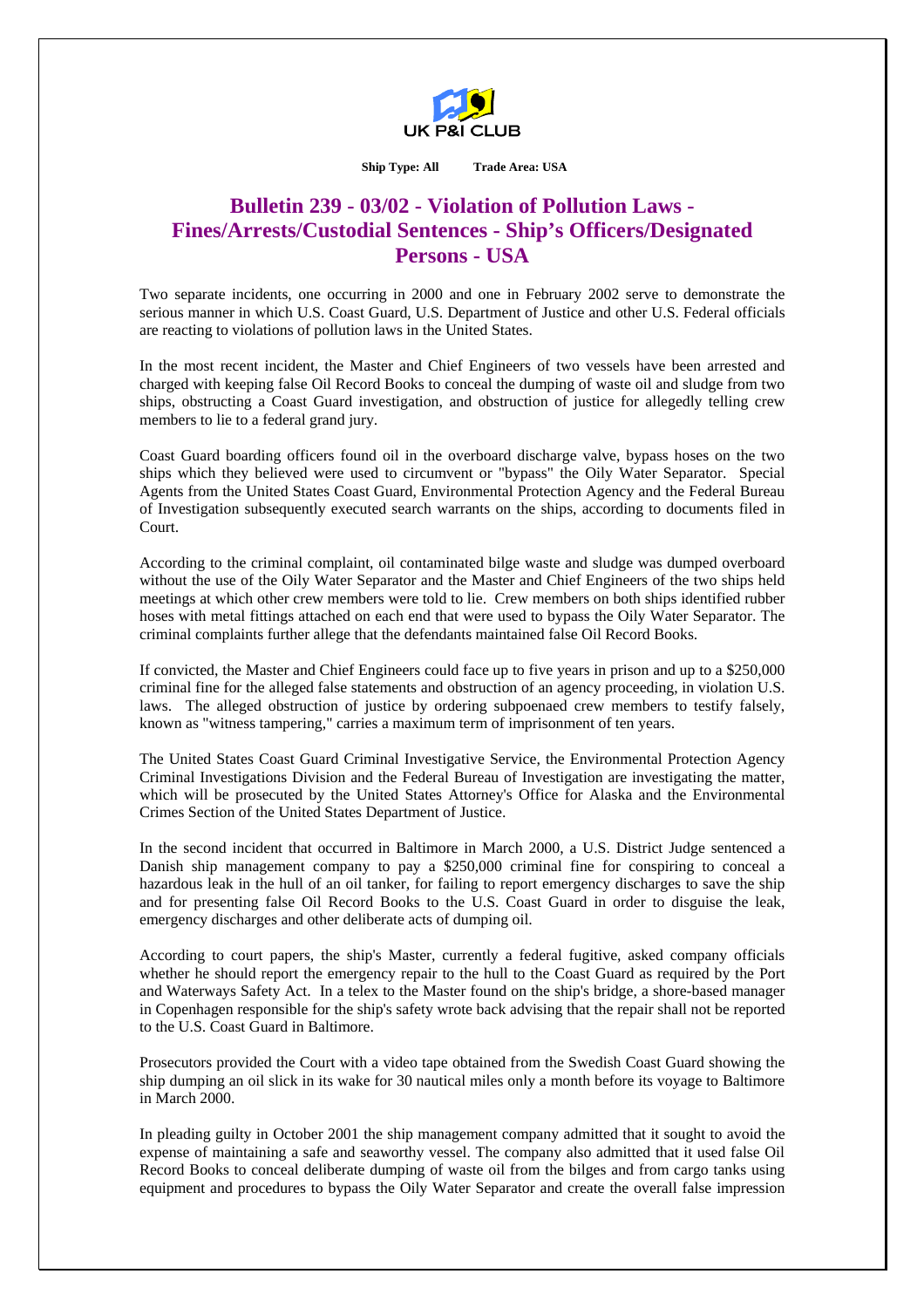UK P&I CLUB

**Ship Type: All        Trade Area: USA**

# Bulletin 239 - 03/02 - Violation of Pollution Laws - Fines/Arrests/Custodial Sentences - Ship's Officers/Designated Persons - USA

Two separate incidents, one occurring in 2000 and one in February 2002 serve to demonstrate the serious manner in which U.S. Coast Guard, U.S. Department of Justice and other U.S. Federal officials are reacting to violations of pollution laws in the United States.

In the most recent incident, the Master and Chief Engineers of two vessels have been arrested and charged with keeping false Oil Record Books to conceal the dumping of waste oil and sludge from two ships, obstructing a Coast Guard investigation, and obstruction of justice for allegedly telling crew members to lie to a federal grand jury.

Coast Guard boarding officers found oil in the overboard discharge valve, bypass hoses on the two ships which they believed were used to circumvent or "bypass" the Oily Water Separator. Special Agents from the United States Coast Guard, Environmental Protection Agency and the Federal Bureau of Investigation subsequently executed search warrants on the ships, according to documents filed in Court.

According to the criminal complaint, oil contaminated bilge waste and sludge was dumped overboard without the use of the Oily Water Separator and the Master and Chief Engineers of the two ships held meetings at which other crew members were told to lie. Crew members on both ships identified rubber hoses with metal fittings attached on each end that were used to bypass the Oily Water Separator. The criminal complaints further allege that the defendants maintained false Oil Record Books.

If convicted, the Master and Chief Engineers could face up to five years in prison and up to a $250,000 criminal fine for the alleged false statements and obstruction of an agency proceeding, in violation U.S. laws. The alleged obstruction of justice by ordering subpoenaed crew members to testify falsely, known as "witness tampering," carries a maximum term of imprisonment of ten years.

The United States Coast Guard Criminal Investigative Service, the Environmental Protection Agency Criminal Investigations Division and the Federal Bureau of Investigation are investigating the matter, which will be prosecuted by the United States Attorney's Office for Alaska and the Environmental Crimes Section of the United States Department of Justice.

In the second incident that occurred in Baltimore in March 2000, a U.S. District Judge sentenced a Danish ship management company to pay a $250,000 criminal fine for conspiring to conceal a hazardous leak in the hull of an oil tanker, for failing to report emergency discharges to save the ship and for presenting false Oil Record Books to the U.S. Coast Guard in order to disguise the leak, emergency discharges and other deliberate acts of dumping oil.

According to court papers, the ship's Master, currently a federal fugitive, asked company officials whether he should report the emergency repair to the hull to the Coast Guard as required by the Port and Waterways Safety Act. In a telex to the Master found on the ship's bridge, a shore-based manager in Copenhagen responsible for the ship's safety wrote back advising that the repair shall not be reported to the U.S. Coast Guard in Baltimore.

Prosecutors provided the Court with a video tape obtained from the Swedish Coast Guard showing the ship dumping an oil slick in its wake for 30 nautical miles only a month before its voyage to Baltimore in March 2000.

In pleading guilty in October 2001 the ship management company admitted that it sought to avoid the expense of maintaining a safe and seaworthy vessel. The company also admitted that it used false Oil Record Books to conceal deliberate dumping of waste oil from the bilges and from cargo tanks using equipment and procedures to bypass the Oily Water Separator and create the overall false impression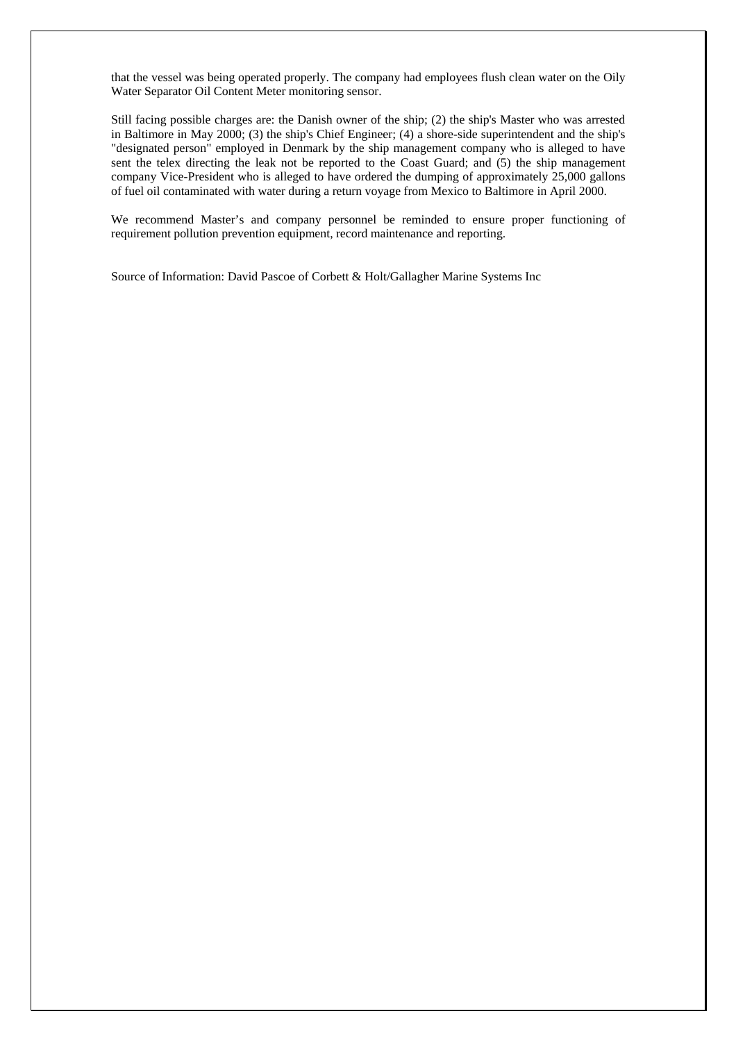that the vessel was being operated properly. The company had employees flush clean water on the Oily Water Separator Oil Content Meter monitoring sensor.

Still facing possible charges are: the Danish owner of the ship; (2) the ship's Master who was arrested in Baltimore in May 2000; (3) the ship's Chief Engineer; (4) a shore-side superintendent and the ship's "designated person" employed in Denmark by the ship management company who is alleged to have sent the telex directing the leak not be reported to the Coast Guard; and (5) the ship management company Vice-President who is alleged to have ordered the dumping of approximately 25,000 gallons of fuel oil contaminated with water during a return voyage from Mexico to Baltimore in April 2000.

We recommend Master's and company personnel be reminded to ensure proper functioning of requirement pollution prevention equipment, record maintenance and reporting.

Source of Information: David Pascoe of Corbett & Holt/Gallagher Marine Systems Inc